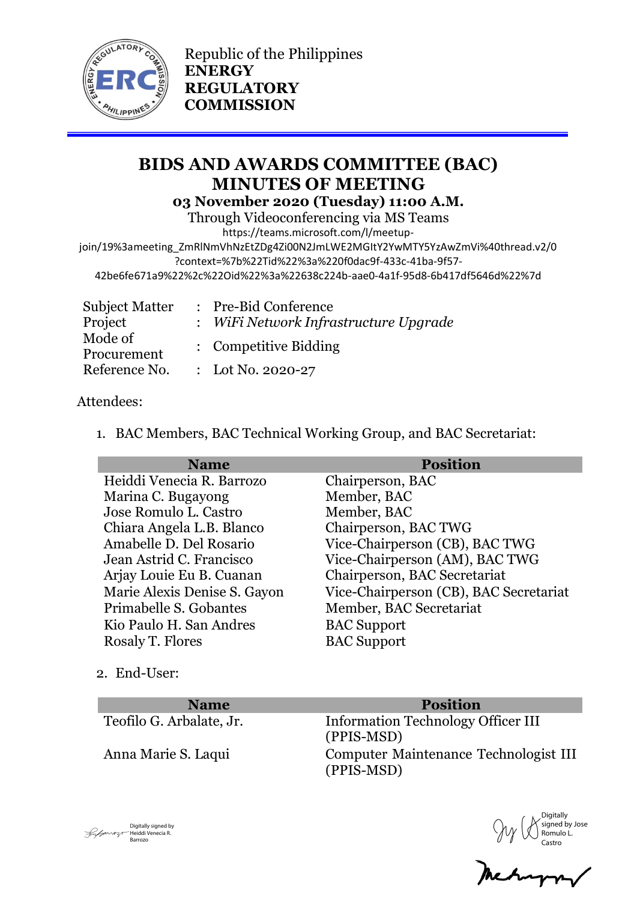Republic of the Philippines
**ENERGY REGULATORY COMMISSION**

# BIDS AND AWARDS COMMITTEE (BAC) MINUTES OF MEETING

**03 November 2020 (Tuesday) 11:00 A.M.**

Through Videoconferencing via MS Teams

https://teams.microsoft.com/l/meetup-join/19%3ameeting_ZmRlNmVhNzEtZDg4Zi00N2JmLWE2MGItY2YwMTY5YzAwZmVi%40thread.v2/0?context=%7b%22Tid%22%3a%220f0dac9f-433c-41ba-9f57-42be6fe671a9%22%2c%22Oid%22%3a%22638c224b-aae0-4a1f-95d8-6b417df5646d%22%7d

| | | |
|---|---|---|
| Subject Matter | : | Pre-Bid Conference |
| Project | : | *WiFi Network Infrastructure Upgrade* |
| Mode of Procurement | : | Competitive Bidding |
| Reference No. | : | Lot No. 2020-27 |

Attendees:

1. BAC Members, BAC Technical Working Group, and BAC Secretariat:

| Name | Position |
|---|---|
| Heiddi Venecia R. Barrozo | Chairperson, BAC |
| Marina C. Bugayong | Member, BAC |
| Jose Romulo L. Castro | Member, BAC |
| Chiara Angela L.B. Blanco | Chairperson, BAC TWG |
| Amabelle D. Del Rosario | Vice-Chairperson (CB), BAC TWG |
| Jean Astrid C. Francisco | Vice-Chairperson (AM), BAC TWG |
| Arjay Louie Eu B. Cuanan | Chairperson, BAC Secretariat |
| Marie Alexis Denise S. Gayon | Vice-Chairperson (CB), BAC Secretariat |
| Primabelle S. Gobantes | Member, BAC Secretariat |
| Kio Paulo H. San Andres | BAC Support |
| Rosaly T. Flores | BAC Support |

2. End-User:

| Name | Position |
|---|---|
| Teofilo G. Arbalate, Jr. | Information Technology Officer III (PPIS-MSD) |
| Anna Marie S. Laqui | Computer Maintenance Technologist III (PPIS-MSD) |

Digitally signed by Heiddi Venecia R. Barrozo

Digitally signed by Jose Romulo L. Castro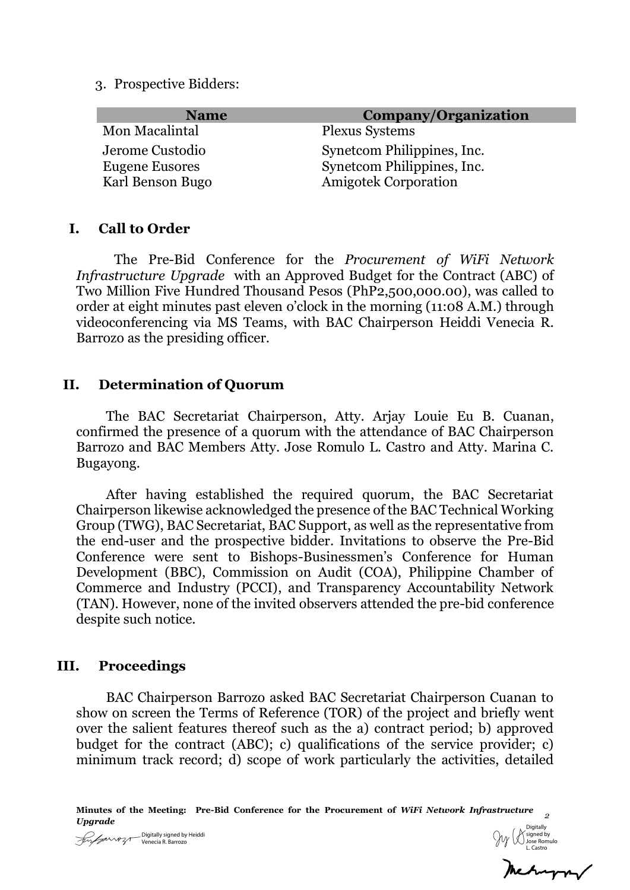3. Prospective Bidders:

| Name | Company/Organization |
|---|---|
| Mon Macalintal | Plexus Systems |
| Jerome Custodio | Synetcom Philippines, Inc. |
| Eugene Eusores | Synetcom Philippines, Inc. |
| Karl Benson Bugo | Amigotek Corporation |

## I. Call to Order

The Pre-Bid Conference for the *Procurement of WiFi Network Infrastructure Upgrade* with an Approved Budget for the Contract (ABC) of Two Million Five Hundred Thousand Pesos (PhP2,500,000.00), was called to order at eight minutes past eleven o'clock in the morning (11:08 A.M.) through videoconferencing via MS Teams, with BAC Chairperson Heiddi Venecia R. Barrozo as the presiding officer.

## II. Determination of Quorum

The BAC Secretariat Chairperson, Atty. Arjay Louie Eu B. Cuanan, confirmed the presence of a quorum with the attendance of BAC Chairperson Barrozo and BAC Members Atty. Jose Romulo L. Castro and Atty. Marina C. Bugayong.

After having established the required quorum, the BAC Secretariat Chairperson likewise acknowledged the presence of the BAC Technical Working Group (TWG), BAC Secretariat, BAC Support, as well as the representative from the end-user and the prospective bidder. Invitations to observe the Pre-Bid Conference were sent to Bishops-Businessmen's Conference for Human Development (BBC), Commission on Audit (COA), Philippine Chamber of Commerce and Industry (PCCI), and Transparency Accountability Network (TAN). However, none of the invited observers attended the pre-bid conference despite such notice.

## III. Proceedings

BAC Chairperson Barrozo asked BAC Secretariat Chairperson Cuanan to show on screen the Terms of Reference (TOR) of the project and briefly went over the salient features thereof such as the a) contract period; b) approved budget for the contract (ABC); c) qualifications of the service provider; c) minimum track record; d) scope of work particularly the activities, detailed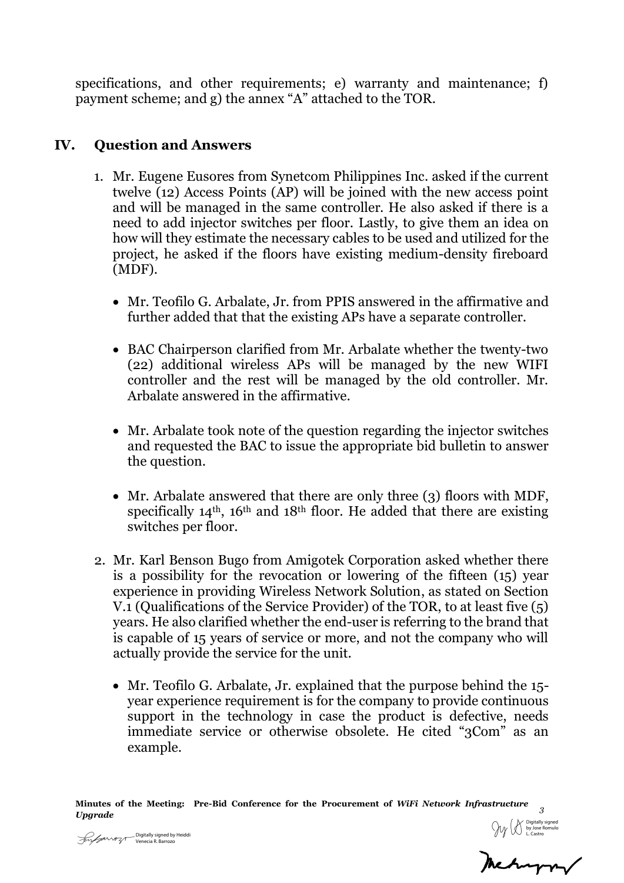specifications, and other requirements; e) warranty and maintenance; f) payment scheme; and g) the annex "A" attached to the TOR.

## IV. Question and Answers

1. Mr. Eugene Eusores from Synetcom Philippines Inc. asked if the current twelve (12) Access Points (AP) will be joined with the new access point and will be managed in the same controller. He also asked if there is a need to add injector switches per floor. Lastly, to give them an idea on how will they estimate the necessary cables to be used and utilized for the project, he asked if the floors have existing medium-density fireboard (MDF).

   - Mr. Teofilo G. Arbalate, Jr. from PPIS answered in the affirmative and further added that that the existing APs have a separate controller.

   - BAC Chairperson clarified from Mr. Arbalate whether the twenty-two (22) additional wireless APs will be managed by the new WIFI controller and the rest will be managed by the old controller. Mr. Arbalate answered in the affirmative.

   - Mr. Arbalate took note of the question regarding the injector switches and requested the BAC to issue the appropriate bid bulletin to answer the question.

   - Mr. Arbalate answered that there are only three (3) floors with MDF, specifically 14th, 16th and 18th floor. He added that there are existing switches per floor.

2. Mr. Karl Benson Bugo from Amigotek Corporation asked whether there is a possibility for the revocation or lowering of the fifteen (15) year experience in providing Wireless Network Solution, as stated on Section V.1 (Qualifications of the Service Provider) of the TOR, to at least five (5) years. He also clarified whether the end-user is referring to the brand that is capable of 15 years of service or more, and not the company who will actually provide the service for the unit.

   - Mr. Teofilo G. Arbalate, Jr. explained that the purpose behind the 15-year experience requirement is for the company to provide continuous support in the technology in case the product is defective, needs immediate service or otherwise obsolete. He cited "3Com" as an example.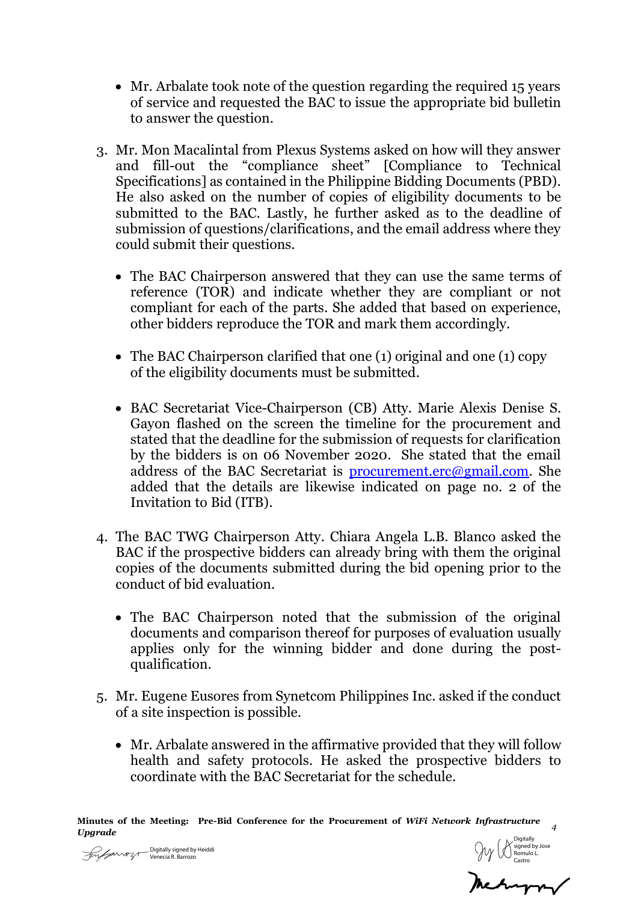- Mr. Arbalate took note of the question regarding the required 15 years of service and requested the BAC to issue the appropriate bid bulletin to answer the question.

3. Mr. Mon Macalintal from Plexus Systems asked on how will they answer and fill-out the "compliance sheet" [Compliance to Technical Specifications] as contained in the Philippine Bidding Documents (PBD). He also asked on the number of copies of eligibility documents to be submitted to the BAC. Lastly, he further asked as to the deadline of submission of questions/clarifications, and the email address where they could submit their questions.

   - The BAC Chairperson answered that they can use the same terms of reference (TOR) and indicate whether they are compliant or not compliant for each of the parts. She added that based on experience, other bidders reproduce the TOR and mark them accordingly.

   - The BAC Chairperson clarified that one (1) original and one (1) copy of the eligibility documents must be submitted.

   - BAC Secretariat Vice-Chairperson (CB) Atty. Marie Alexis Denise S. Gayon flashed on the screen the timeline for the procurement and stated that the deadline for the submission of requests for clarification by the bidders is on 06 November 2020. She stated that the email address of the BAC Secretariat is procurement.erc@gmail.com. She added that the details are likewise indicated on page no. 2 of the Invitation to Bid (ITB).

4. The BAC TWG Chairperson Atty. Chiara Angela L.B. Blanco asked the BAC if the prospective bidders can already bring with them the original copies of the documents submitted during the bid opening prior to the conduct of bid evaluation.

   - The BAC Chairperson noted that the submission of the original documents and comparison thereof for purposes of evaluation usually applies only for the winning bidder and done during the post-qualification.

5. Mr. Eugene Eusores from Synetcom Philippines Inc. asked if the conduct of a site inspection is possible.

   - Mr. Arbalate answered in the affirmative provided that they will follow health and safety protocols. He asked the prospective bidders to coordinate with the BAC Secretariat for the schedule.

Digitally signed by Heiddi Venecia R. Barrozo

Digitally signed by Jose Romulo L. Castro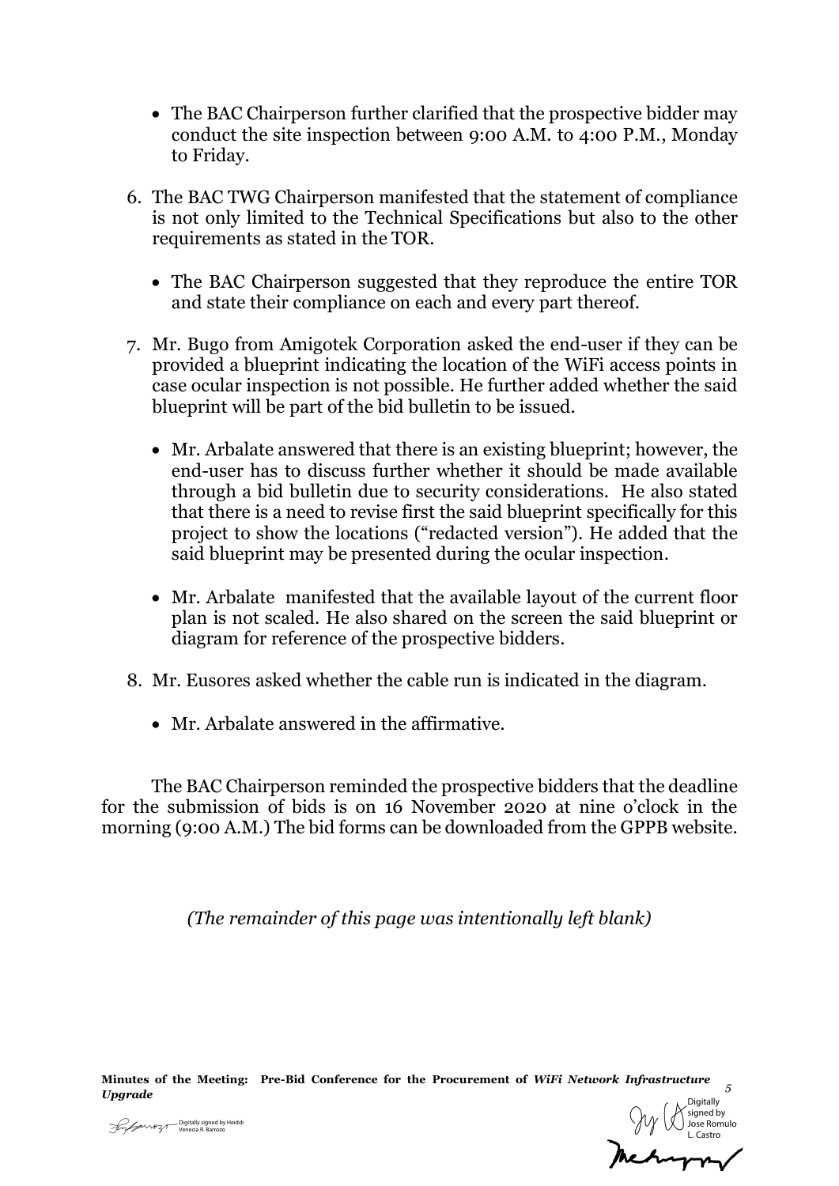- The BAC Chairperson further clarified that the prospective bidder may conduct the site inspection between 9:00 A.M. to 4:00 P.M., Monday to Friday.

6. The BAC TWG Chairperson manifested that the statement of compliance is not only limited to the Technical Specifications but also to the other requirements as stated in the TOR.

   - The BAC Chairperson suggested that they reproduce the entire TOR and state their compliance on each and every part thereof.

7. Mr. Bugo from Amigotek Corporation asked the end-user if they can be provided a blueprint indicating the location of the WiFi access points in case ocular inspection is not possible. He further added whether the said blueprint will be part of the bid bulletin to be issued.

   - Mr. Arbalate answered that there is an existing blueprint; however, the end-user has to discuss further whether it should be made available through a bid bulletin due to security considerations. He also stated that there is a need to revise first the said blueprint specifically for this project to show the locations ("redacted version"). He added that the said blueprint may be presented during the ocular inspection.

   - Mr. Arbalate manifested that the available layout of the current floor plan is not scaled. He also shared on the screen the said blueprint or diagram for reference of the prospective bidders.

8. Mr. Eusores asked whether the cable run is indicated in the diagram.

   - Mr. Arbalate answered in the affirmative.

The BAC Chairperson reminded the prospective bidders that the deadline for the submission of bids is on 16 November 2020 at nine o'clock in the morning (9:00 A.M.) The bid forms can be downloaded from the GPPB website.

*(The remainder of this page was intentionally left blank)*

Digitally signed by Heiddi Venecia R. Barrozo

Digitally signed by Jose Romulo L. Castro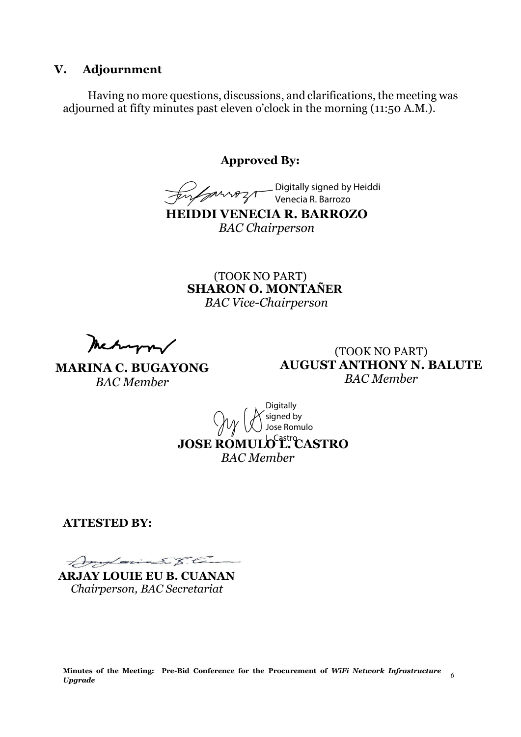## V. Adjournment

Having no more questions, discussions, and clarifications, the meeting was adjourned at fifty minutes past eleven o'clock in the morning (11:50 A.M.).

**Approved By:**

Digitally signed by Heiddi Venecia R. Barrozo

**HEIDDI VENECIA R. BARROZO**
*BAC Chairperson*

(TOOK NO PART)
**SHARON O. MONTAÑER**
*BAC Vice-Chairperson*

**MARINA C. BUGAYONG**
*BAC Member*

(TOOK NO PART)
**AUGUST ANTHONY N. BALUTE**
*BAC Member*

Digitally signed by Jose Romulo L. Castro

**JOSE ROMULO L. CASTRO**
*BAC Member*

**ATTESTED BY:**

**ARJAY LOUIE EU B. CUANAN**
*Chairperson, BAC Secretariat*